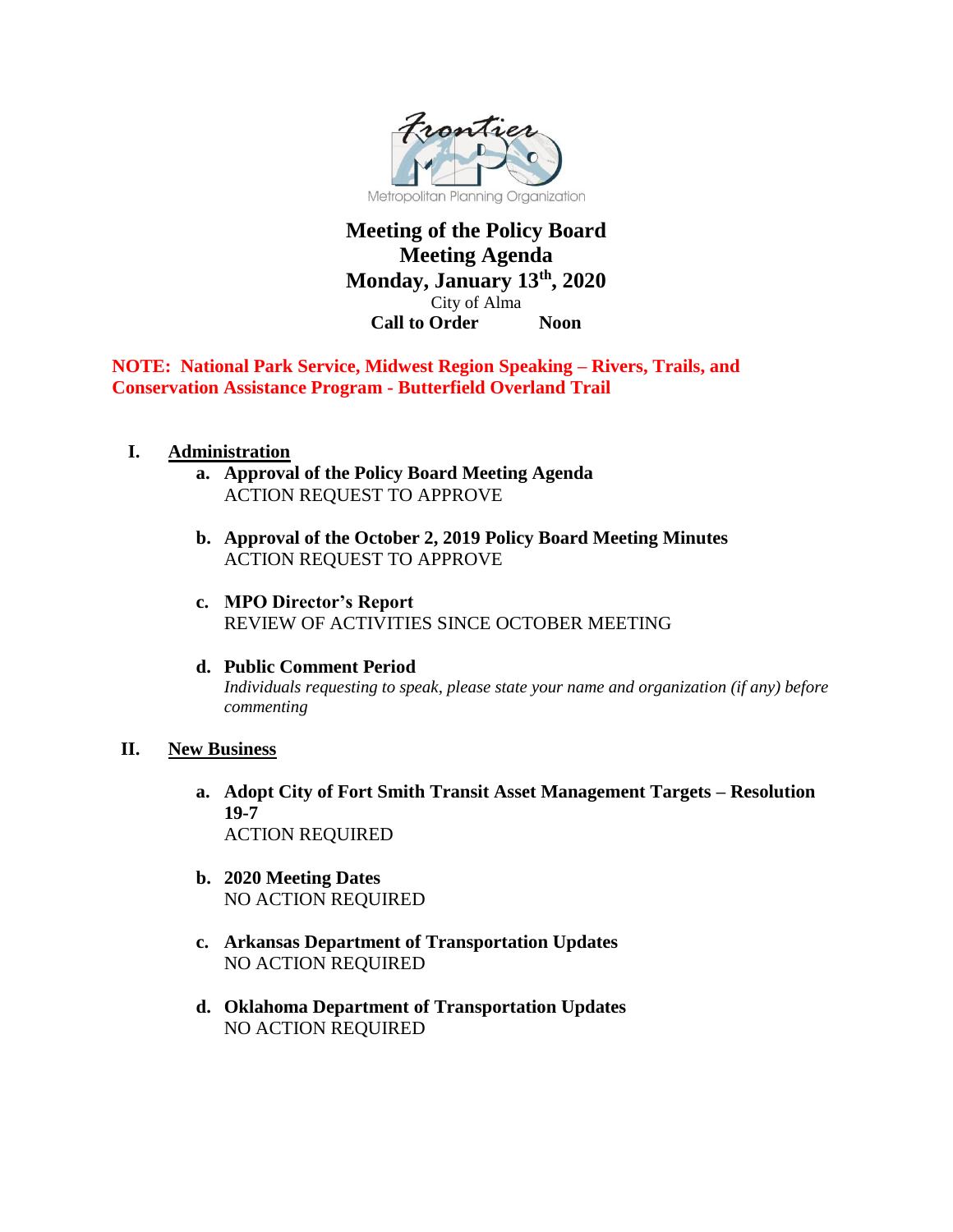Frontier MPO

Metropolitan Planning Organization

# Meeting of the Policy Board
## Meeting Agenda
## Monday, January 13th, 2020

City of Alma

**Call to Order Noon**

**NOTE: National Park Service, Midwest Region Speaking – Rivers, Trails, and Conservation Assistance Program - Butterfield Overland Trail**

**I. Administration**

a. **Approval of the Policy Board Meeting Agenda**
   ACTION REQUEST TO APPROVE

b. **Approval of the October 2, 2019 Policy Board Meeting Minutes**
   ACTION REQUEST TO APPROVE

c. **MPO Director's Report**
   REVIEW OF ACTIVITIES SINCE OCTOBER MEETING

d. **Public Comment Period**
   *Individuals requesting to speak, please state your name and organization (if any) before commenting*

**II. New Business**

a. **Adopt City of Fort Smith Transit Asset Management Targets – Resolution 19-7**
   ACTION REQUIRED

b. **2020 Meeting Dates**
   NO ACTION REQUIRED

c. **Arkansas Department of Transportation Updates**
   NO ACTION REQUIRED

d. **Oklahoma Department of Transportation Updates**
   NO ACTION REQUIRED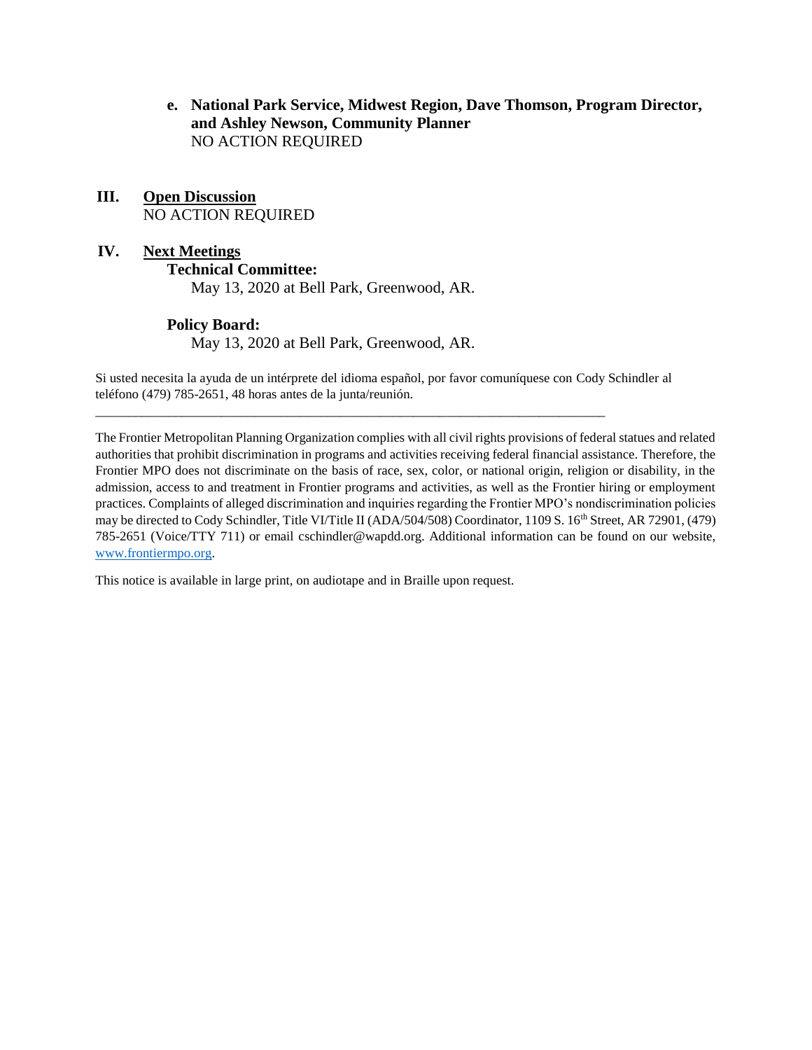**e. National Park Service, Midwest Region, Dave Thomson, Program Director, and Ashley Newson, Community Planner**
NO ACTION REQUIRED

## III. Open Discussion

NO ACTION REQUIRED

## IV. Next Meetings

**Technical Committee:**
May 13, 2020 at Bell Park, Greenwood, AR.

**Policy Board:**
May 13, 2020 at Bell Park, Greenwood, AR.

Si usted necesita la ayuda de un intérprete del idioma español, por favor comuníquese con Cody Schindler al teléfono (479) 785-2651, 48 horas antes de la junta/reunión.

---

The Frontier Metropolitan Planning Organization complies with all civil rights provisions of federal statues and related authorities that prohibit discrimination in programs and activities receiving federal financial assistance. Therefore, the Frontier MPO does not discriminate on the basis of race, sex, color, or national origin, religion or disability, in the admission, access to and treatment in Frontier programs and activities, as well as the Frontier hiring or employment practices. Complaints of alleged discrimination and inquiries regarding the Frontier MPO's nondiscrimination policies may be directed to Cody Schindler, Title VI/Title II (ADA/504/508) Coordinator, 1109 S. 16th Street, AR 72901, (479) 785-2651 (Voice/TTY 711) or email cschindler@wapdd.org. Additional information can be found on our website, www.frontiermpo.org.

This notice is available in large print, on audiotape and in Braille upon request.